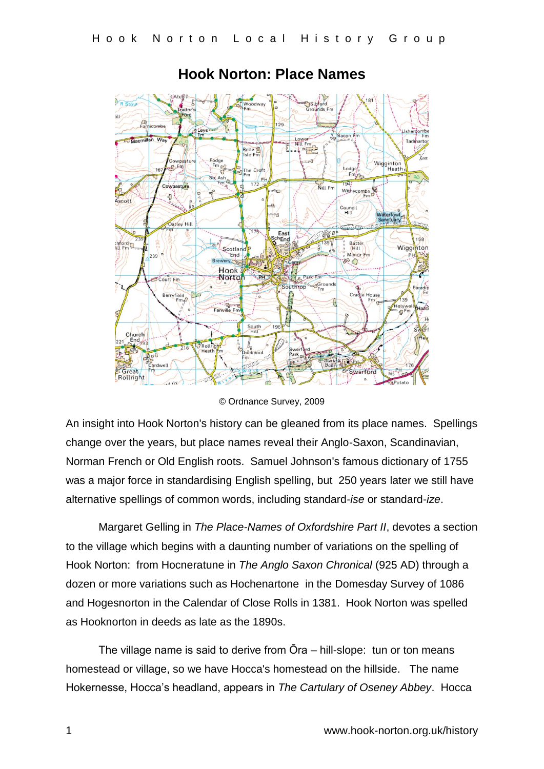# Hook Norton: Place Names

© Ordnance Survey, 2009

An insight into Hook Norton's history can be gleaned from its place names. Spellings change over the years, but place names reveal their Anglo-Saxon, Scandinavian, Norman French or Old English roots. Samuel Johnson's famous dictionary of 1755 was a major force in standardising English spelling, but 250 years later we still have alternative spellings of common words, including standard-*ise* or standard-*ize*.

Margaret Gelling in *The Place-Names of Oxfordshire Part II*, devotes a section to the village which begins with a daunting number of variations on the spelling of Hook Norton: from Hocneratune in *The Anglo Saxon Chronical* (925 AD) through a dozen or more variations such as Hochenartone in the Domesday Survey of 1086 and Hogesnorton in the Calendar of Close Rolls in 1381. Hook Norton was spelled as Hooknorton in deeds as late as the 1890s.

The village name is said to derive from Ōra – hill-slope: tun or ton means homestead or village, so we have Hocca's homestead on the hillside. The name Hokernesse, Hocca's headland, appears in *The Cartulary of Oseney Abbey*. Hocca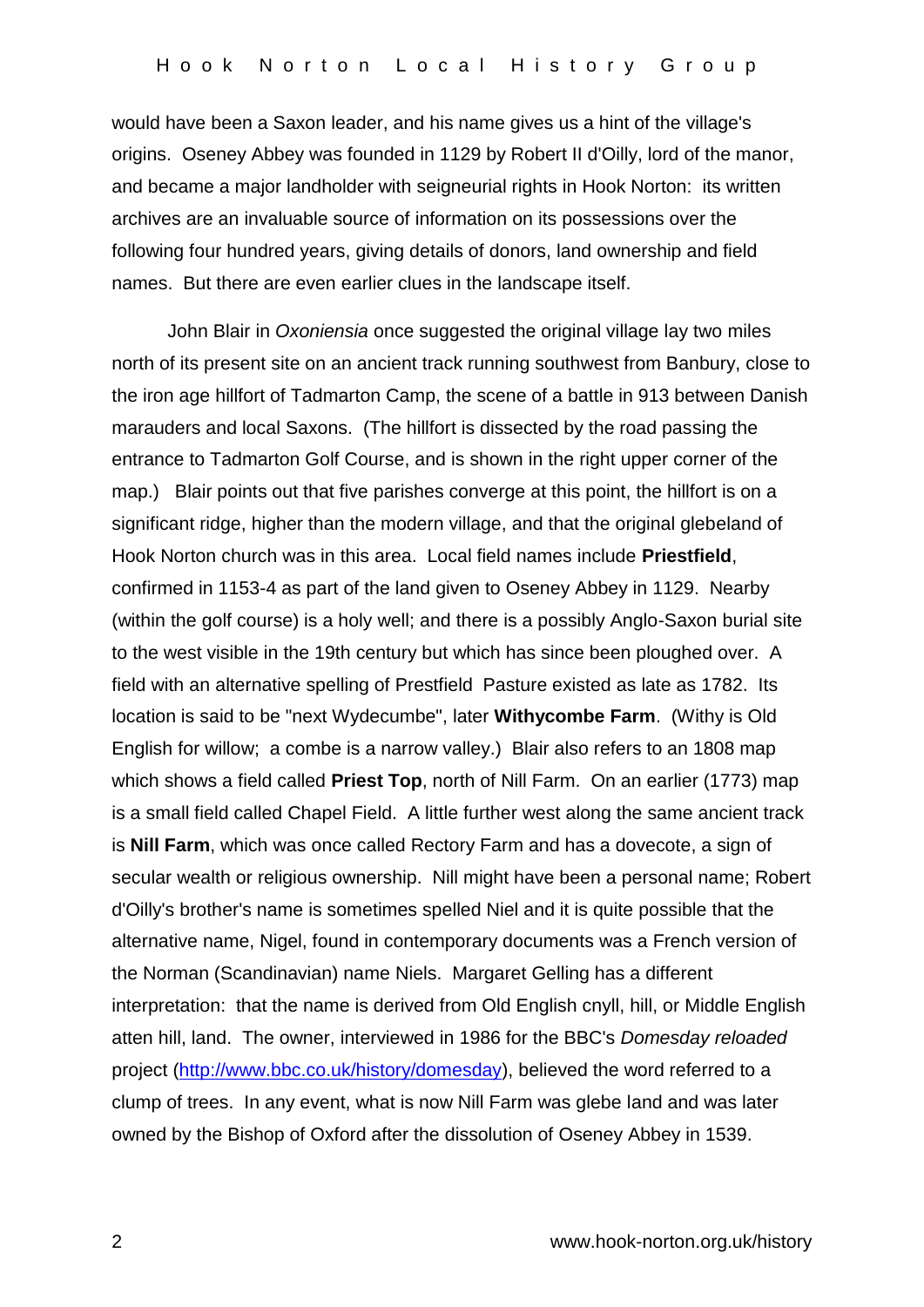would have been a Saxon leader, and his name gives us a hint of the village's origins. Oseney Abbey was founded in 1129 by Robert II d'Oilly, lord of the manor, and became a major landholder with seigneurial rights in Hook Norton: its written archives are an invaluable source of information on its possessions over the following four hundred years, giving details of donors, land ownership and field names. But there are even earlier clues in the landscape itself.

John Blair in *Oxoniensia* once suggested the original village lay two miles north of its present site on an ancient track running southwest from Banbury, close to the iron age hillfort of Tadmarton Camp, the scene of a battle in 913 between Danish marauders and local Saxons. (The hillfort is dissected by the road passing the entrance to Tadmarton Golf Course, and is shown in the right upper corner of the map.) Blair points out that five parishes converge at this point, the hillfort is on a significant ridge, higher than the modern village, and that the original glebeland of Hook Norton church was in this area. Local field names include **Priestfield**, confirmed in 1153-4 as part of the land given to Oseney Abbey in 1129. Nearby (within the golf course) is a holy well; and there is a possibly Anglo-Saxon burial site to the west visible in the 19th century but which has since been ploughed over. A field with an alternative spelling of Prestfield Pasture existed as late as 1782. Its location is said to be "next Wydecumbe", later **Withycombe Farm**. (Withy is Old English for willow; a combe is a narrow valley.) Blair also refers to an 1808 map which shows a field called **Priest Top**, north of Nill Farm. On an earlier (1773) map is a small field called Chapel Field. A little further west along the same ancient track is **Nill Farm**, which was once called Rectory Farm and has a dovecote, a sign of secular wealth or religious ownership. Nill might have been a personal name; Robert d'Oilly's brother's name is sometimes spelled Niel and it is quite possible that the alternative name, Nigel, found in contemporary documents was a French version of the Norman (Scandinavian) name Niels. Margaret Gelling has a different interpretation: that the name is derived from Old English cnyll, hill, or Middle English atten hill, land. The owner, interviewed in 1986 for the BBC's *Domesday reloaded* project (http://www.bbc.co.uk/history/domesday), believed the word referred to a clump of trees. In any event, what is now Nill Farm was glebe land and was later owned by the Bishop of Oxford after the dissolution of Oseney Abbey in 1539.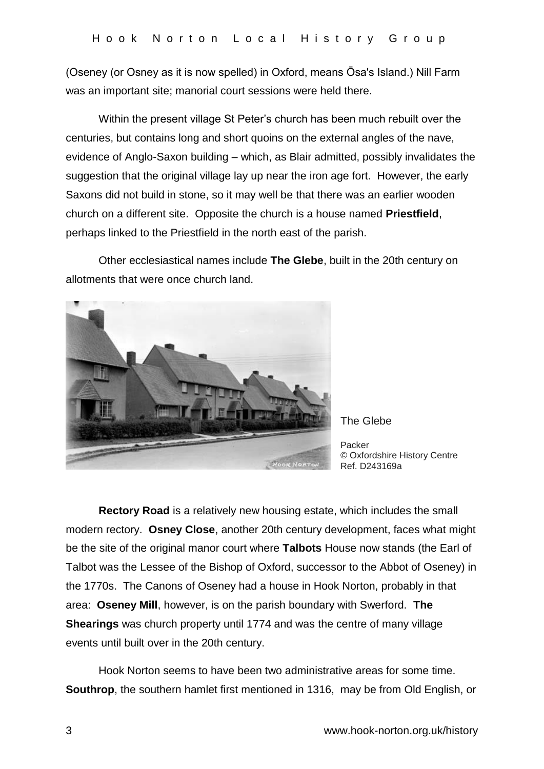(Oseney (or Osney as it is now spelled) in Oxford, means Ōsa's Island.) Nill Farm was an important site; manorial court sessions were held there.

Within the present village St Peter's church has been much rebuilt over the centuries, but contains long and short quoins on the external angles of the nave, evidence of Anglo-Saxon building – which, as Blair admitted, possibly invalidates the suggestion that the original village lay up near the iron age fort. However, the early Saxons did not build in stone, so it may well be that there was an earlier wooden church on a different site. Opposite the church is a house named **Priestfield**, perhaps linked to the Priestfield in the north east of the parish.

Other ecclesiastical names include **The Glebe**, built in the 20th century on allotments that were once church land.

The Glebe

Packer
© Oxfordshire History Centre
Ref. D243169a

**Rectory Road** is a relatively new housing estate, which includes the small modern rectory. **Osney Close**, another 20th century development, faces what might be the site of the original manor court where **Talbots** House now stands (the Earl of Talbot was the Lessee of the Bishop of Oxford, successor to the Abbot of Oseney) in the 1770s. The Canons of Oseney had a house in Hook Norton, probably in that area: **Oseney Mill**, however, is on the parish boundary with Swerford. **The Shearings** was church property until 1774 and was the centre of many village events until built over in the 20th century.

Hook Norton seems to have been two administrative areas for some time. **Southrop**, the southern hamlet first mentioned in 1316, may be from Old English, or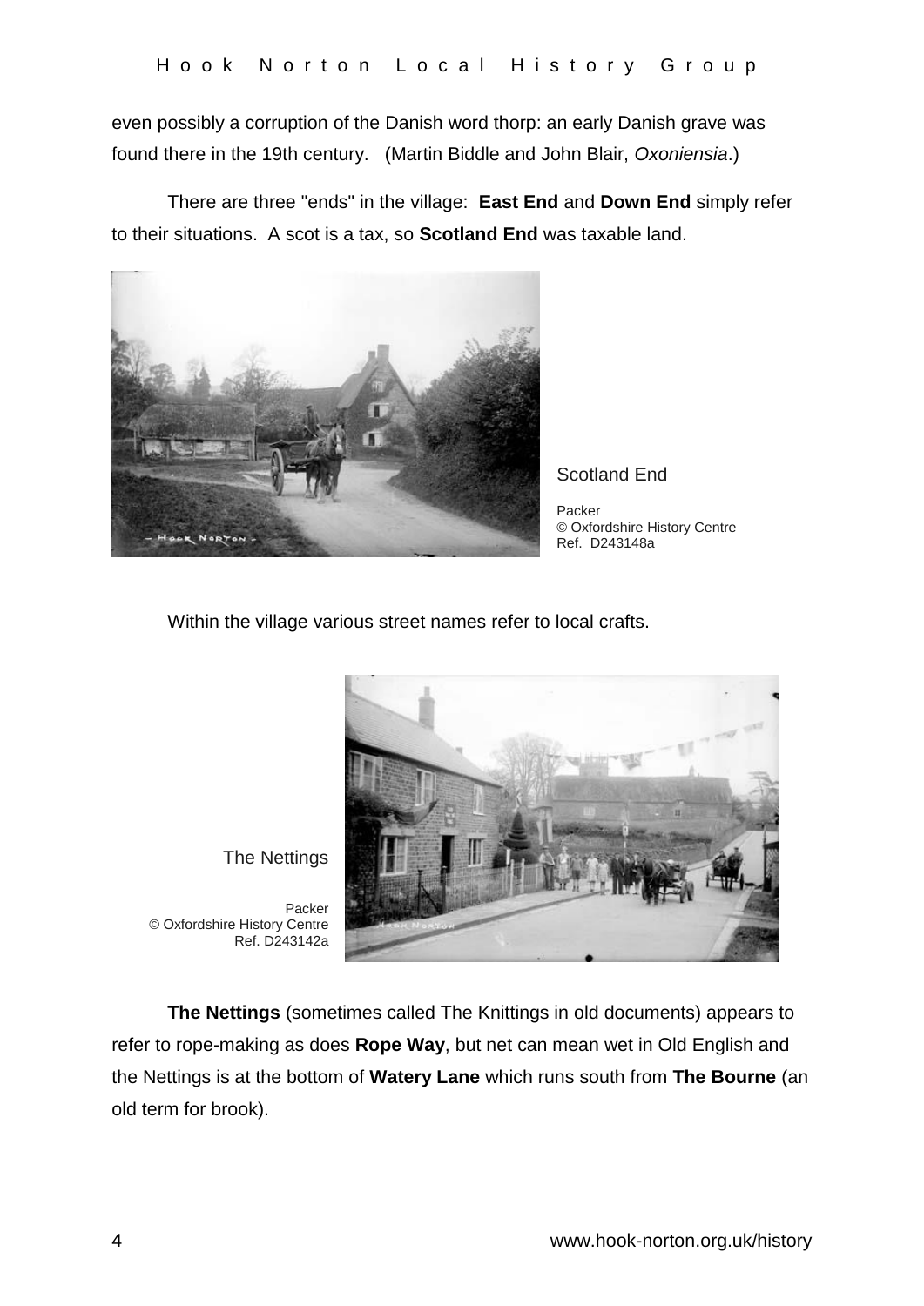even possibly a corruption of the Danish word thorp: an early Danish grave was found there in the 19th century. (Martin Biddle and John Blair, *Oxoniensia*.)

There are three "ends" in the village: **East End** and **Down End** simply refer to their situations. A scot is a tax, so **Scotland End** was taxable land.

Scotland End

Packer
© Oxfordshire History Centre
Ref. D243148a

Within the village various street names refer to local crafts.

The Nettings

Packer
© Oxfordshire History Centre
Ref. D243142a

**The Nettings** (sometimes called The Knittings in old documents) appears to refer to rope-making as does **Rope Way**, but net can mean wet in Old English and the Nettings is at the bottom of **Watery Lane** which runs south from **The Bourne** (an old term for brook).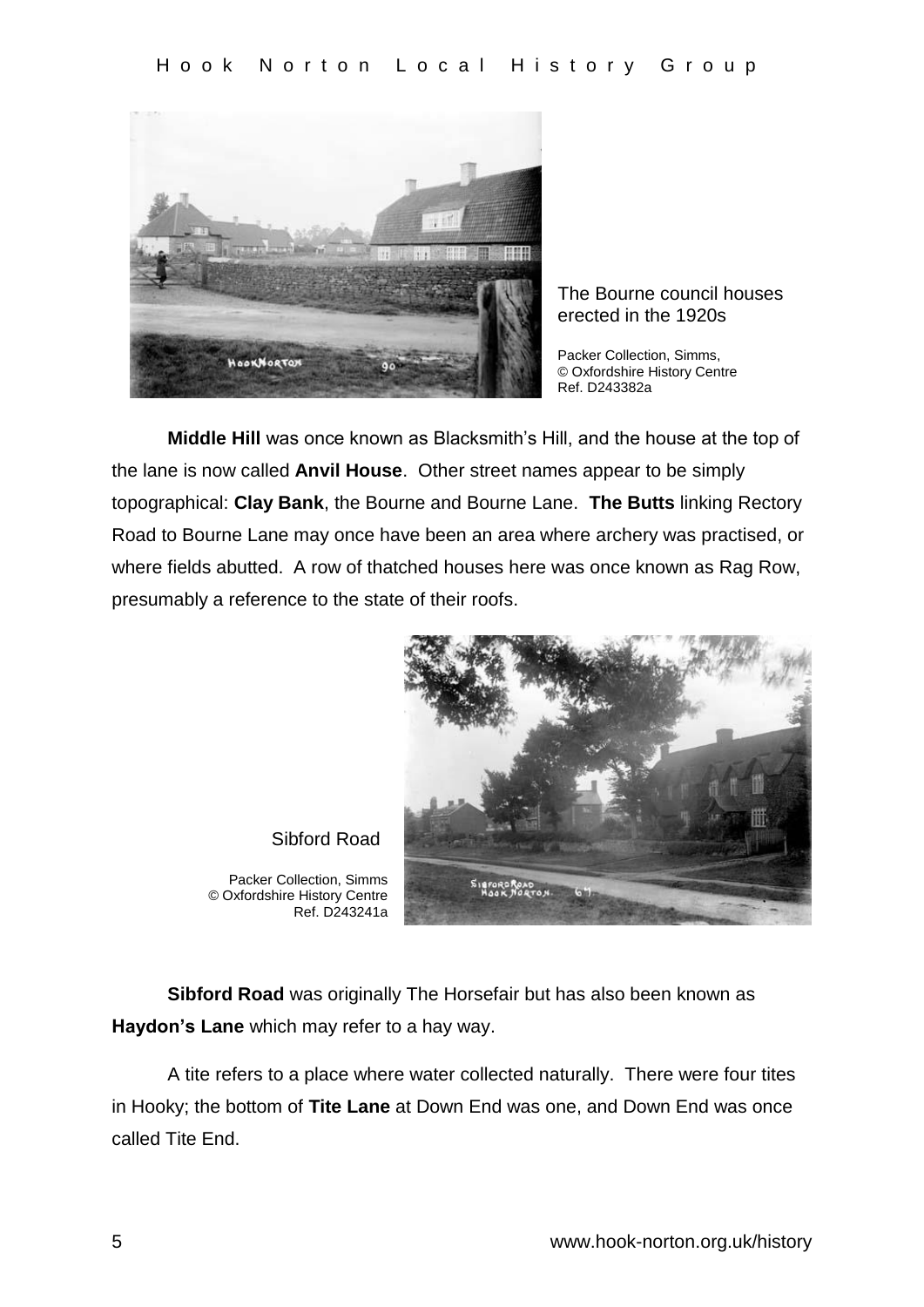The Bourne council houses erected in the 1920s

Packer Collection, Simms, © Oxfordshire History Centre Ref. D243382a

**Middle Hill** was once known as Blacksmith's Hill, and the house at the top of the lane is now called **Anvil House**. Other street names appear to be simply topographical: **Clay Bank**, the Bourne and Bourne Lane. **The Butts** linking Rectory Road to Bourne Lane may once have been an area where archery was practised, or where fields abutted. A row of thatched houses here was once known as Rag Row, presumably a reference to the state of their roofs.

Sibford Road

Packer Collection, Simms © Oxfordshire History Centre Ref. D243241a

**Sibford Road** was originally The Horsefair but has also been known as **Haydon's Lane** which may refer to a hay way.

A tite refers to a place where water collected naturally. There were four tites in Hooky; the bottom of **Tite Lane** at Down End was one, and Down End was once called Tite End.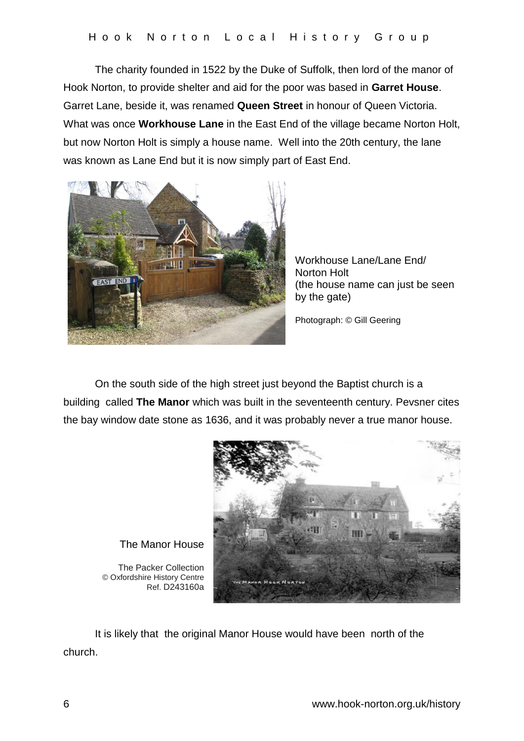The charity founded in 1522 by the Duke of Suffolk, then lord of the manor of Hook Norton, to provide shelter and aid for the poor was based in **Garret House**. Garret Lane, beside it, was renamed **Queen Street** in honour of Queen Victoria. What was once **Workhouse Lane** in the East End of the village became Norton Holt, but now Norton Holt is simply a house name. Well into the 20th century, the lane was known as Lane End but it is now simply part of East End.

Workhouse Lane/Lane End/ Norton Holt (the house name can just be seen by the gate)

Photograph: © Gill Geering

On the south side of the high street just beyond the Baptist church is a building called **The Manor** which was built in the seventeenth century. Pevsner cites the bay window date stone as 1636, and it was probably never a true manor house.

The Manor House

The Packer Collection
© Oxfordshire History Centre
Ref. D243160a

It is likely that the original Manor House would have been north of the church.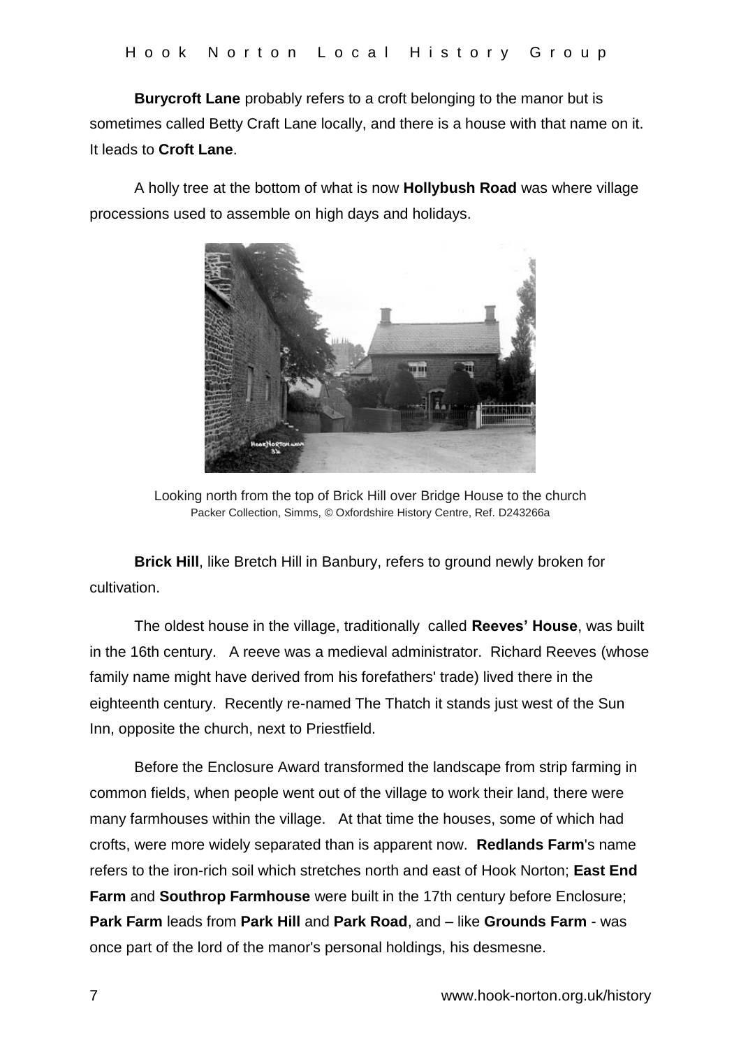**Burycroft Lane** probably refers to a croft belonging to the manor but is sometimes called Betty Craft Lane locally, and there is a house with that name on it. It leads to **Croft Lane**.

A holly tree at the bottom of what is now **Hollybush Road** was where village processions used to assemble on high days and holidays.

Looking north from the top of Brick Hill over Bridge House to the church
Packer Collection, Simms, © Oxfordshire History Centre, Ref. D243266a

**Brick Hill**, like Bretch Hill in Banbury, refers to ground newly broken for cultivation.

The oldest house in the village, traditionally called **Reeves' House**, was built in the 16th century. A reeve was a medieval administrator. Richard Reeves (whose family name might have derived from his forefathers' trade) lived there in the eighteenth century. Recently re-named The Thatch it stands just west of the Sun Inn, opposite the church, next to Priestfield.

Before the Enclosure Award transformed the landscape from strip farming in common fields, when people went out of the village to work their land, there were many farmhouses within the village. At that time the houses, some of which had crofts, were more widely separated than is apparent now. **Redlands Farm**'s name refers to the iron-rich soil which stretches north and east of Hook Norton; **East End Farm** and **Southrop Farmhouse** were built in the 17th century before Enclosure; **Park Farm** leads from **Park Hill** and **Park Road**, and – like **Grounds Farm** - was once part of the lord of the manor's personal holdings, his desmesne.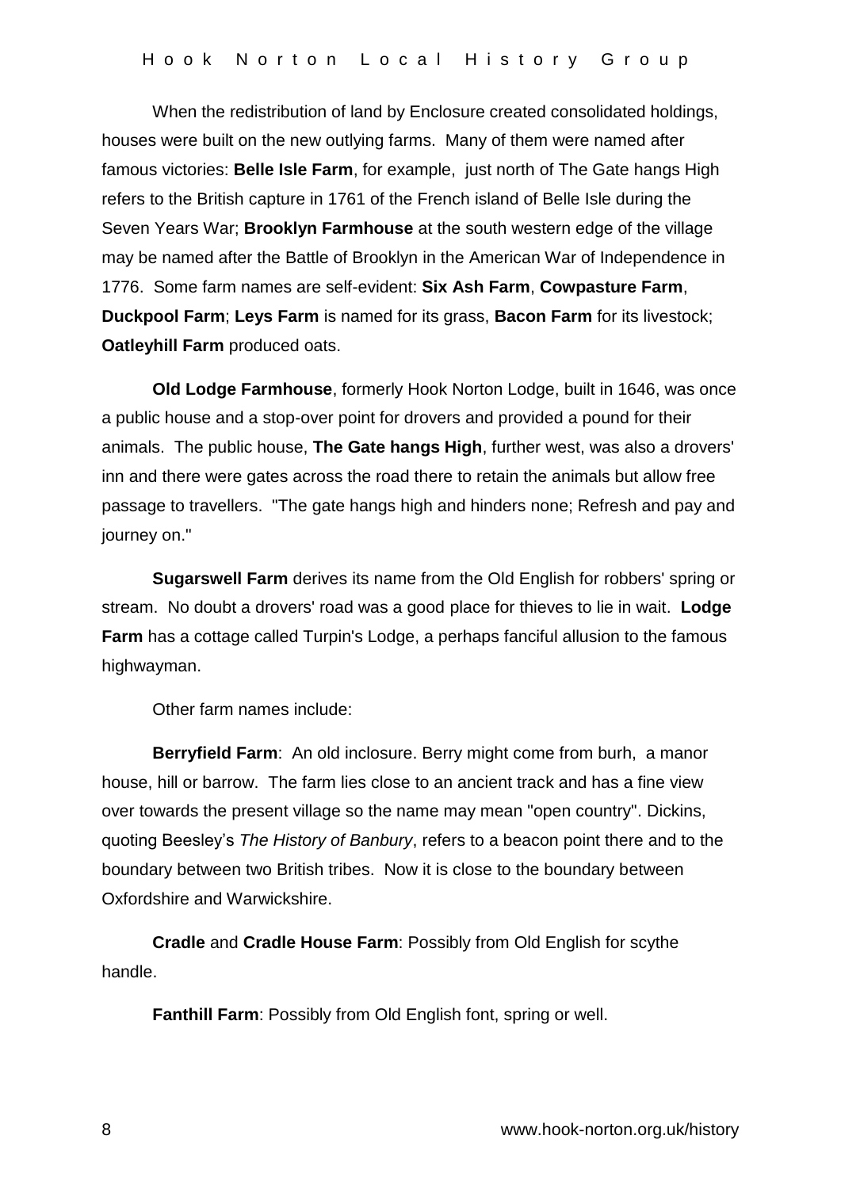When the redistribution of land by Enclosure created consolidated holdings, houses were built on the new outlying farms. Many of them were named after famous victories: **Belle Isle Farm**, for example, just north of The Gate hangs High refers to the British capture in 1761 of the French island of Belle Isle during the Seven Years War; **Brooklyn Farmhouse** at the south western edge of the village may be named after the Battle of Brooklyn in the American War of Independence in 1776. Some farm names are self-evident: **Six Ash Farm**, **Cowpasture Farm**, **Duckpool Farm**; **Leys Farm** is named for its grass, **Bacon Farm** for its livestock; **Oatleyhill Farm** produced oats.

**Old Lodge Farmhouse**, formerly Hook Norton Lodge, built in 1646, was once a public house and a stop-over point for drovers and provided a pound for their animals. The public house, **The Gate hangs High**, further west, was also a drovers' inn and there were gates across the road there to retain the animals but allow free passage to travellers. "The gate hangs high and hinders none; Refresh and pay and journey on."

**Sugarswell Farm** derives its name from the Old English for robbers' spring or stream. No doubt a drovers' road was a good place for thieves to lie in wait. **Lodge Farm** has a cottage called Turpin's Lodge, a perhaps fanciful allusion to the famous highwayman.

Other farm names include:

**Berryfield Farm**: An old inclosure. Berry might come from burh, a manor house, hill or barrow. The farm lies close to an ancient track and has a fine view over towards the present village so the name may mean "open country". Dickins, quoting Beesley's *The History of Banbury*, refers to a beacon point there and to the boundary between two British tribes. Now it is close to the boundary between Oxfordshire and Warwickshire.

**Cradle** and **Cradle House Farm**: Possibly from Old English for scythe handle.

**Fanthill Farm**: Possibly from Old English font, spring or well.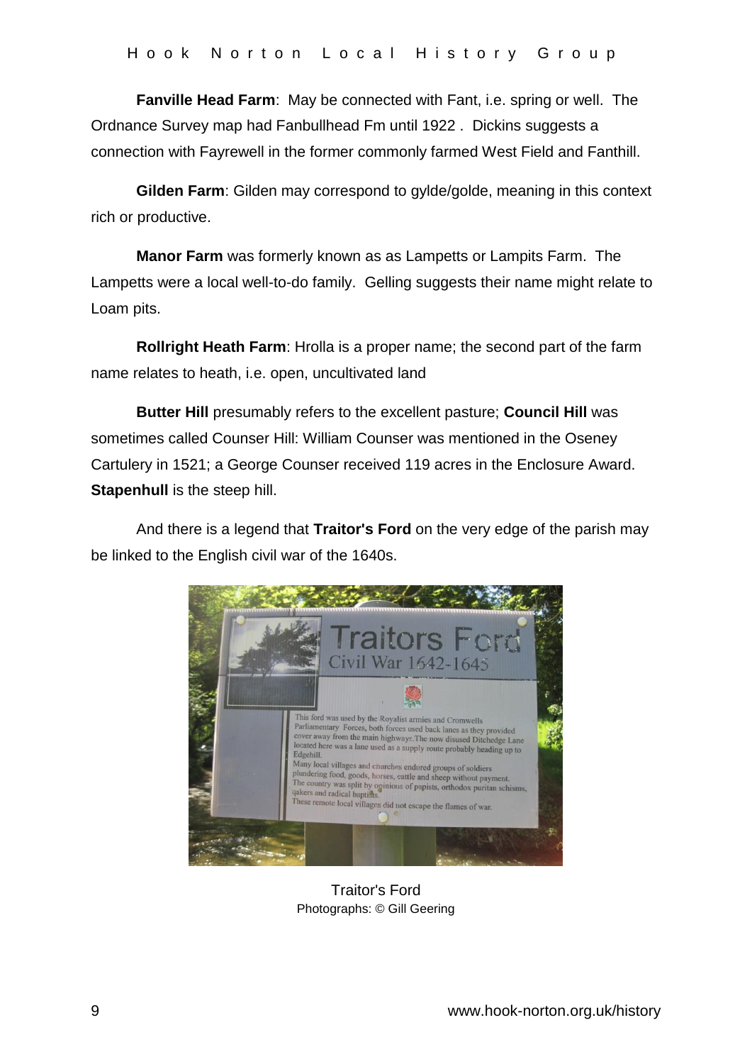**Fanville Head Farm**: May be connected with Fant, i.e. spring or well. The Ordnance Survey map had Fanbullhead Fm until 1922 . Dickins suggests a connection with Fayrewell in the former commonly farmed West Field and Fanthill.

**Gilden Farm**: Gilden may correspond to gylde/golde, meaning in this context rich or productive.

**Manor Farm** was formerly known as as Lampetts or Lampits Farm. The Lampetts were a local well-to-do family. Gelling suggests their name might relate to Loam pits.

**Rollright Heath Farm**: Hrolla is a proper name; the second part of the farm name relates to heath, i.e. open, uncultivated land

**Butter Hill** presumably refers to the excellent pasture; **Council Hill** was sometimes called Counser Hill: William Counser was mentioned in the Oseney Cartulery in 1521; a George Counser received 119 acres in the Enclosure Award. **Stapenhull** is the steep hill.

And there is a legend that **Traitor's Ford** on the very edge of the parish may be linked to the English civil war of the 1640s.

Traitor's Ford
Photographs: © Gill Geering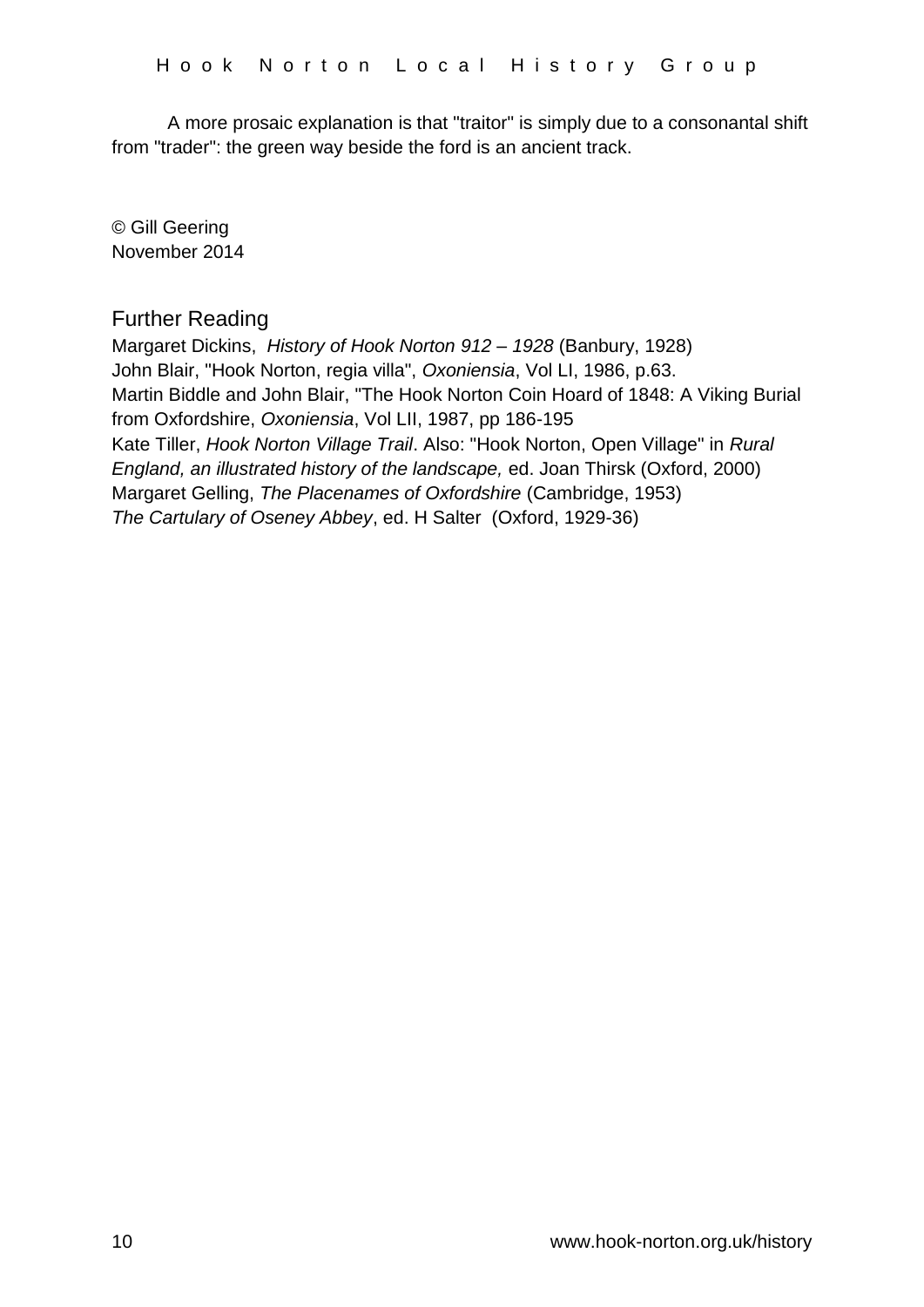A more prosaic explanation is that "traitor" is simply due to a consonantal shift from "trader": the green way beside the ford is an ancient track.

© Gill Geering
November 2014

## Further Reading

Margaret Dickins, *History of Hook Norton 912 – 1928* (Banbury, 1928)
John Blair, "Hook Norton, regia villa", *Oxoniensia*, Vol LI, 1986, p.63.
Martin Biddle and John Blair, "The Hook Norton Coin Hoard of 1848: A Viking Burial from Oxfordshire, *Oxoniensia*, Vol LII, 1987, pp 186-195
Kate Tiller, *Hook Norton Village Trail*. Also: "Hook Norton, Open Village" in *Rural England, an illustrated history of the landscape,* ed. Joan Thirsk (Oxford, 2000)
Margaret Gelling, *The Placenames of Oxfordshire* (Cambridge, 1953)
*The Cartulary of Oseney Abbey*, ed. H Salter (Oxford, 1929-36)